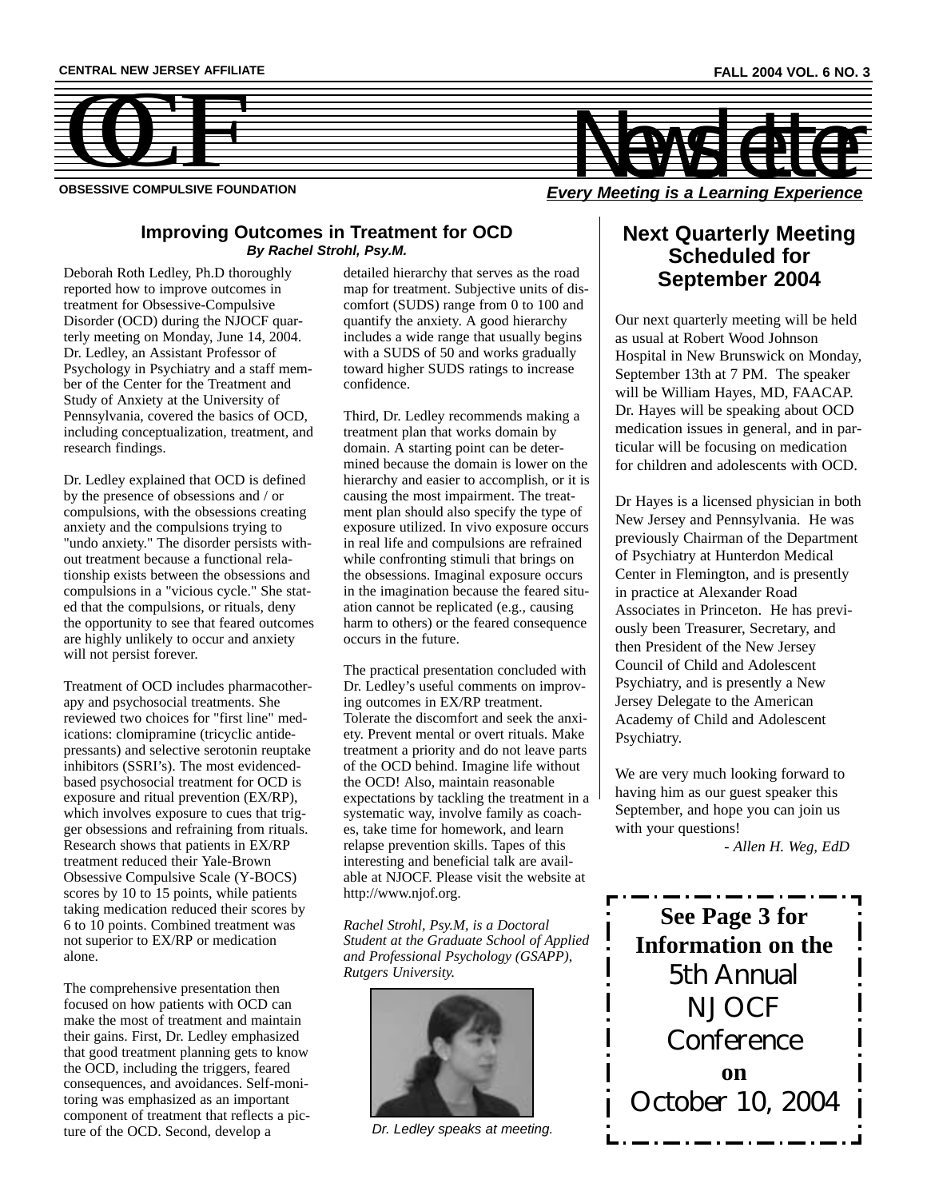CENTRAL NEW JERSEY AFFILIATE

FALL 2004 VOL. 6 NO. 3

# OCF Newsletter

OBSESSIVE COMPULSIVE FOUNDATION

***Every Meeting is a Learning Experience***

## Improving Outcomes in Treatment for OCD

***By Rachel Strohl, Psy.M.***

Deborah Roth Ledley, Ph.D thoroughly reported how to improve outcomes in treatment for Obsessive-Compulsive Disorder (OCD) during the NJOCF quarterly meeting on Monday, June 14, 2004. Dr. Ledley, an Assistant Professor of Psychology in Psychiatry and a staff member of the Center for the Treatment and Study of Anxiety at the University of Pennsylvania, covered the basics of OCD, including conceptualization, treatment, and research findings.

Dr. Ledley explained that OCD is defined by the presence of obsessions and / or compulsions, with the obsessions creating anxiety and the compulsions trying to "undo anxiety." The disorder persists without treatment because a functional relationship exists between the obsessions and compulsions in a "vicious cycle." She stated that the compulsions, or rituals, deny the opportunity to see that feared outcomes are highly unlikely to occur and anxiety will not persist forever.

Treatment of OCD includes pharmacotherapy and psychosocial treatments. She reviewed two choices for "first line" medications: clomipramine (tricyclic antidepressants) and selective serotonin reuptake inhibitors (SSRI's). The most evidenced-based psychosocial treatment for OCD is exposure and ritual prevention (EX/RP), which involves exposure to cues that trigger obsessions and refraining from rituals. Research shows that patients in EX/RP treatment reduced their Yale-Brown Obsessive Compulsive Scale (Y-BOCS) scores by 10 to 15 points, while patients taking medication reduced their scores by 6 to 10 points. Combined treatment was not superior to EX/RP or medication alone.

The comprehensive presentation then focused on how patients with OCD can make the most of treatment and maintain their gains. First, Dr. Ledley emphasized that good treatment planning gets to know the OCD, including the triggers, feared consequences, and avoidances. Self-monitoring was emphasized as an important component of treatment that reflects a picture of the OCD. Second, develop a detailed hierarchy that serves as the road map for treatment. Subjective units of discomfort (SUDS) range from 0 to 100 and quantify the anxiety. A good hierarchy includes a wide range that usually begins with a SUDS of 50 and works gradually toward higher SUDS ratings to increase confidence.

Third, Dr. Ledley recommends making a treatment plan that works domain by domain. A starting point can be determined because the domain is lower on the hierarchy and easier to accomplish, or it is causing the most impairment. The treatment plan should also specify the type of exposure utilized. In vivo exposure occurs in real life and compulsions are refrained while confronting stimuli that brings on the obsessions. Imaginal exposure occurs in the imagination because the feared situation cannot be replicated (e.g., causing harm to others) or the feared consequence occurs in the future.

The practical presentation concluded with Dr. Ledley's useful comments on improving outcomes in EX/RP treatment. Tolerate the discomfort and seek the anxiety. Prevent mental or overt rituals. Make treatment a priority and do not leave parts of the OCD behind. Imagine life without the OCD! Also, maintain reasonable expectations by tackling the treatment in a systematic way, involve family as coaches, take time for homework, and learn relapse prevention skills. Tapes of this interesting and beneficial talk are available at NJOCF. Please visit the website at http://www.njof.org.

*Rachel Strohl, Psy.M, is a Doctoral Student at the Graduate School of Applied and Professional Psychology (GSAPP), Rutgers University.*

*Dr. Ledley speaks at meeting.*

## Next Quarterly Meeting Scheduled for September 2004

Our next quarterly meeting will be held as usual at Robert Wood Johnson Hospital in New Brunswick on Monday, September 13th at 7 PM. The speaker will be William Hayes, MD, FAACAP. Dr. Hayes will be speaking about OCD medication issues in general, and in particular will be focusing on medication for children and adolescents with OCD.

Dr Hayes is a licensed physician in both New Jersey and Pennsylvania. He was previously Chairman of the Department of Psychiatry at Hunterdon Medical Center in Flemington, and is presently in practice at Alexander Road Associates in Princeton. He has previously been Treasurer, Secretary, and then President of the New Jersey Council of Child and Adolescent Psychiatry, and is presently a New Jersey Delegate to the American Academy of Child and Adolescent Psychiatry.

We are very much looking forward to having him as our guest speaker this September, and hope you can join us with your questions!

*- Allen H. Weg, EdD*

**See Page 3 for Information on the**
5th Annual NJOCF Conference
**on**
October 10, 2004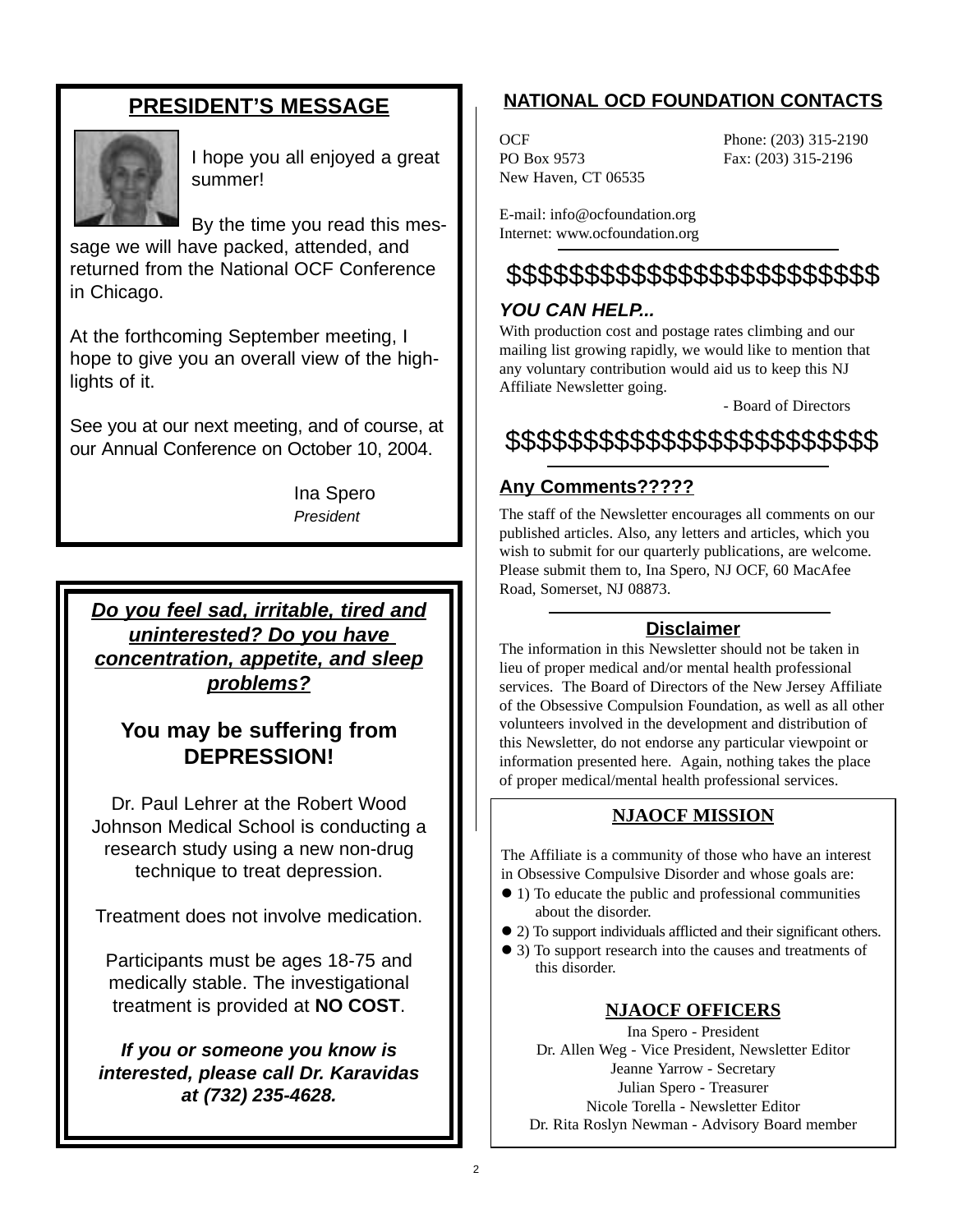## PRESIDENT'S MESSAGE

I hope you all enjoyed a great summer!

By the time you read this message we will have packed, attended, and returned from the National OCF Conference in Chicago.

At the forthcoming September meeting, I hope to give you an overall view of the highlights of it.

See you at our next meeting, and of course, at our Annual Conference on October 10, 2004.

Ina Spero
*President*

***Do you feel sad, irritable, tired and uninterested? Do you have concentration, appetite, and sleep problems?***

### You may be suffering from DEPRESSION!

Dr. Paul Lehrer at the Robert Wood Johnson Medical School is conducting a research study using a new non-drug technique to treat depression.

Treatment does not involve medication.

Participants must be ages 18-75 and medically stable. The investigational treatment is provided at **NO COST**.

***If you or someone you know is interested, please call Dr. Karavidas at (732) 235-4628.***

## NATIONAL OCD FOUNDATION CONTACTS

OCF
PO Box 9573
New Haven, CT 06535

Phone: (203) 315-2190
Fax: (203) 315-2196

E-mail: info@ocfoundation.org
Internet: www.ocfoundation.org

$$$$$$$$$$$$$$$$$$$$$$$$

***YOU CAN HELP...***

With production cost and postage rates climbing and our mailing list growing rapidly, we would like to mention that any voluntary contribution would aid us to keep this NJ Affiliate Newsletter going.

- Board of Directors

$$$$$$$$$$$$$$$$$$$$$$$$

## Any Comments?????

The staff of the Newsletter encourages all comments on our published articles. Also, any letters and articles, which you wish to submit for our quarterly publications, are welcome. Please submit them to, Ina Spero, NJ OCF, 60 MacAfee Road, Somerset, NJ 08873.

## Disclaimer

The information in this Newsletter should not be taken in lieu of proper medical and/or mental health professional services. The Board of Directors of the New Jersey Affiliate of the Obsessive Compulsion Foundation, as well as all other volunteers involved in the development and distribution of this Newsletter, do not endorse any particular viewpoint or information presented here. Again, nothing takes the place of proper medical/mental health professional services.

## NJAOCF MISSION

The Affiliate is a community of those who have an interest in Obsessive Compulsive Disorder and whose goals are:

- 1) To educate the public and professional communities about the disorder.
- 2) To support individuals afflicted and their significant others.
- 3) To support research into the causes and treatments of this disorder.

## NJAOCF OFFICERS

Ina Spero - President
Dr. Allen Weg - Vice President, Newsletter Editor
Jeanne Yarrow - Secretary
Julian Spero - Treasurer
Nicole Torella - Newsletter Editor
Dr. Rita Roslyn Newman - Advisory Board member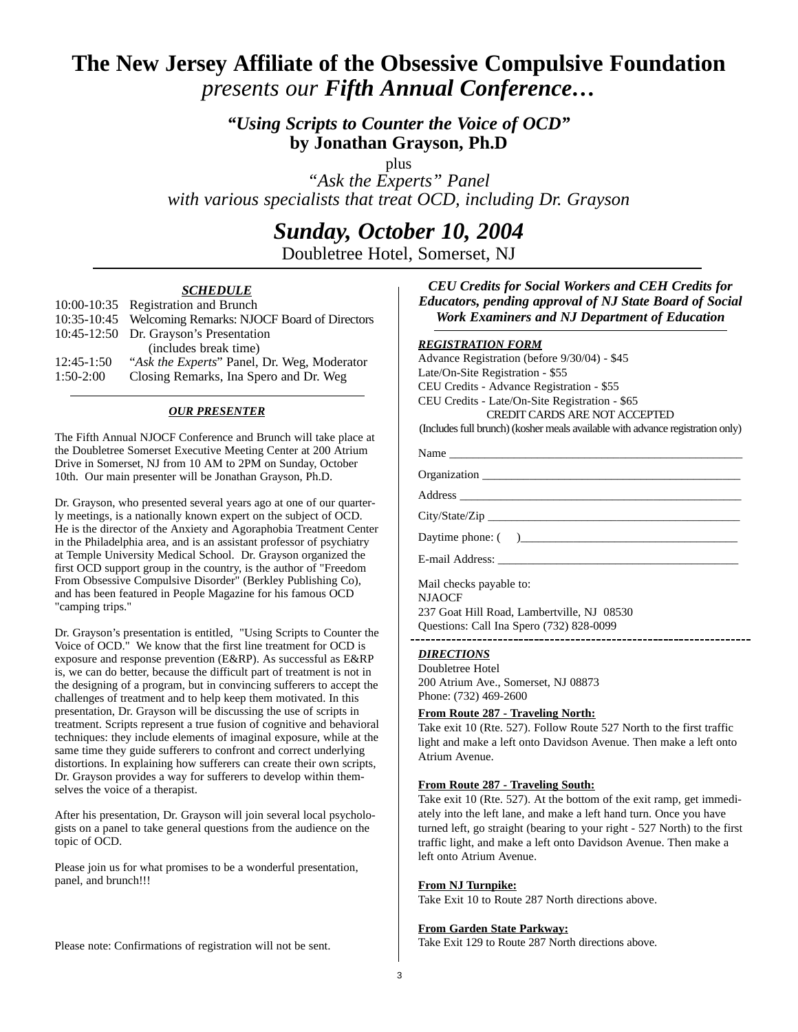# The New Jersey Affiliate of the Obsessive Compulsive Foundation

*presents our* ***Fifth Annual Conference…***

***"Using Scripts to Counter the Voice of OCD"***
**by Jonathan Grayson, Ph.D**

plus

*"Ask the Experts" Panel*
*with various specialists that treat OCD, including Dr. Grayson*

## *Sunday, October 10, 2004*

Doubletree Hotel, Somerset, NJ

---

***SCHEDULE***

| | |
|---|---|
| 10:00-10:35 | Registration and Brunch |
| 10:35-10:45 | Welcoming Remarks: NJOCF Board of Directors |
| 10:45-12:50 | Dr. Grayson's Presentation (includes break time) |
| 12:45-1:50 | "*Ask the Experts*" Panel, Dr. Weg, Moderator |
| 1:50-2:00 | Closing Remarks, Ina Spero and Dr. Weg |

***OUR PRESENTER***

The Fifth Annual NJOCF Conference and Brunch will take place at the Doubletree Somerset Executive Meeting Center at 200 Atrium Drive in Somerset, NJ from 10 AM to 2PM on Sunday, October 10th. Our main presenter will be Jonathan Grayson, Ph.D.

Dr. Grayson, who presented several years ago at one of our quarterly meetings, is a nationally known expert on the subject of OCD. He is the director of the Anxiety and Agoraphobia Treatment Center in the Philadelphia area, and is an assistant professor of psychiatry at Temple University Medical School. Dr. Grayson organized the first OCD support group in the country, is the author of "Freedom From Obsessive Compulsive Disorder" (Berkley Publishing Co), and has been featured in People Magazine for his famous OCD "camping trips."

Dr. Grayson's presentation is entitled, "Using Scripts to Counter the Voice of OCD." We know that the first line treatment for OCD is exposure and response prevention (E&RP). As successful as E&RP is, we can do better, because the difficult part of treatment is not in the designing of a program, but in convincing sufferers to accept the challenges of treatment and to help keep them motivated. In this presentation, Dr. Grayson will be discussing the use of scripts in treatment. Scripts represent a true fusion of cognitive and behavioral techniques: they include elements of imaginal exposure, while at the same time they guide sufferers to confront and correct underlying distortions. In explaining how sufferers can create their own scripts, Dr. Grayson provides a way for sufferers to develop within themselves the voice of a therapist.

After his presentation, Dr. Grayson will join several local psychologists on a panel to take general questions from the audience on the topic of OCD.

Please join us for what promises to be a wonderful presentation, panel, and brunch!!!

Please note: Confirmations of registration will not be sent.

***CEU Credits for Social Workers and CEH Credits for Educators, pending approval of NJ State Board of Social Work Examiners and NJ Department of Education***

***REGISTRATION FORM***

Advance Registration (before 9/30/04) - $45
Late/On-Site Registration - $55
CEU Credits - Advance Registration - $55
CEU Credits - Late/On-Site Registration - $65

CREDIT CARDS ARE NOT ACCEPTED

(Includes full brunch) (kosher meals available with advance registration only)

Name ____________________________________________

Organization ______________________________________

Address __________________________________________

City/State/Zip ______________________________________

Daytime phone: (     )_______________________________

E-mail Address: ____________________________________

Mail checks payable to:
NJAOCF
237 Goat Hill Road, Lambertville, NJ 08530
Questions: Call Ina Spero (732) 828-0099

***DIRECTIONS***

Doubletree Hotel
200 Atrium Ave., Somerset, NJ 08873
Phone: (732) 469-2600

**From Route 287 - Traveling North:**
Take exit 10 (Rte. 527). Follow Route 527 North to the first traffic light and make a left onto Davidson Avenue. Then make a left onto Atrium Avenue.

**From Route 287 - Traveling South:**
Take exit 10 (Rte. 527). At the bottom of the exit ramp, get immediately into the left lane, and make a left hand turn. Once you have turned left, go straight (bearing to your right - 527 North) to the first traffic light, and make a left onto Davidson Avenue. Then make a left onto Atrium Avenue.

**From NJ Turnpike:**
Take Exit 10 to Route 287 North directions above.

**From Garden State Parkway:**
Take Exit 129 to Route 287 North directions above.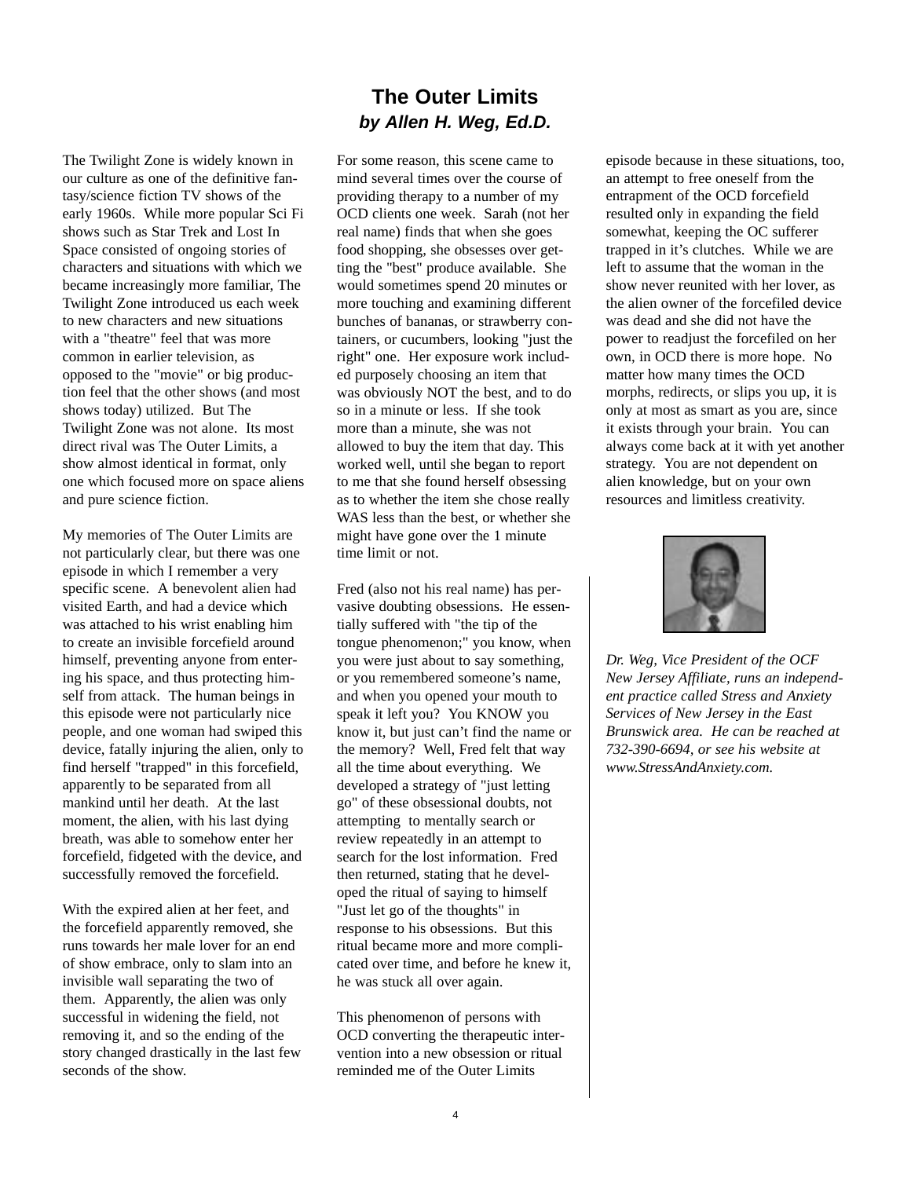## The Outer Limits

***by Allen H. Weg, Ed.D.***

The Twilight Zone is widely known in our culture as one of the definitive fantasy/science fiction TV shows of the early 1960s. While more popular Sci Fi shows such as Star Trek and Lost In Space consisted of ongoing stories of characters and situations with which we became increasingly more familiar, The Twilight Zone introduced us each week to new characters and new situations with a "theatre" feel that was more common in earlier television, as opposed to the "movie" or big production feel that the other shows (and most shows today) utilized. But The Twilight Zone was not alone. Its most direct rival was The Outer Limits, a show almost identical in format, only one which focused more on space aliens and pure science fiction.

My memories of The Outer Limits are not particularly clear, but there was one episode in which I remember a very specific scene. A benevolent alien had visited Earth, and had a device which was attached to his wrist enabling him to create an invisible forcefield around himself, preventing anyone from entering his space, and thus protecting himself from attack. The human beings in this episode were not particularly nice people, and one woman had swiped this device, fatally injuring the alien, only to find herself "trapped" in this forcefield, apparently to be separated from all mankind until her death. At the last moment, the alien, with his last dying breath, was able to somehow enter her forcefield, fidgeted with the device, and successfully removed the forcefield.

With the expired alien at her feet, and the forcefield apparently removed, she runs towards her male lover for an end of show embrace, only to slam into an invisible wall separating the two of them. Apparently, the alien was only successful in widening the field, not removing it, and so the ending of the story changed drastically in the last few seconds of the show.

For some reason, this scene came to mind several times over the course of providing therapy to a number of my OCD clients one week. Sarah (not her real name) finds that when she goes food shopping, she obsesses over getting the "best" produce available. She would sometimes spend 20 minutes or more touching and examining different bunches of bananas, or strawberry containers, or cucumbers, looking "just the right" one. Her exposure work included purposely choosing an item that was obviously NOT the best, and to do so in a minute or less. If she took more than a minute, she was not allowed to buy the item that day. This worked well, until she began to report to me that she found herself obsessing as to whether the item she chose really WAS less than the best, or whether she might have gone over the 1 minute time limit or not.

Fred (also not his real name) has pervasive doubting obsessions. He essentially suffered with "the tip of the tongue phenomenon;" you know, when you were just about to say something, or you remembered someone's name, and when you opened your mouth to speak it left you? You KNOW you know it, but just can't find the name or the memory? Well, Fred felt that way all the time about everything. We developed a strategy of "just letting go" of these obsessional doubts, not attempting to mentally search or review repeatedly in an attempt to search for the lost information. Fred then returned, stating that he developed the ritual of saying to himself "Just let go of the thoughts" in response to his obsessions. But this ritual became more and more complicated over time, and before he knew it, he was stuck all over again.

This phenomenon of persons with OCD converting the therapeutic intervention into a new obsession or ritual reminded me of the Outer Limits episode because in these situations, too, an attempt to free oneself from the entrapment of the OCD forcefield resulted only in expanding the field somewhat, keeping the OC sufferer trapped in it's clutches. While we are left to assume that the woman in the show never reunited with her lover, as the alien owner of the forcefiled device was dead and she did not have the power to readjust the forcefiled on her own, in OCD there is more hope. No matter how many times the OCD morphs, redirects, or slips you up, it is only at most as smart as you are, since it exists through your brain. You can always come back at it with yet another strategy. You are not dependent on alien knowledge, but on your own resources and limitless creativity.

*Dr. Weg, Vice President of the OCF New Jersey Affiliate, runs an independent practice called Stress and Anxiety Services of New Jersey in the East Brunswick area. He can be reached at 732-390-6694, or see his website at www.StressAndAnxiety.com.*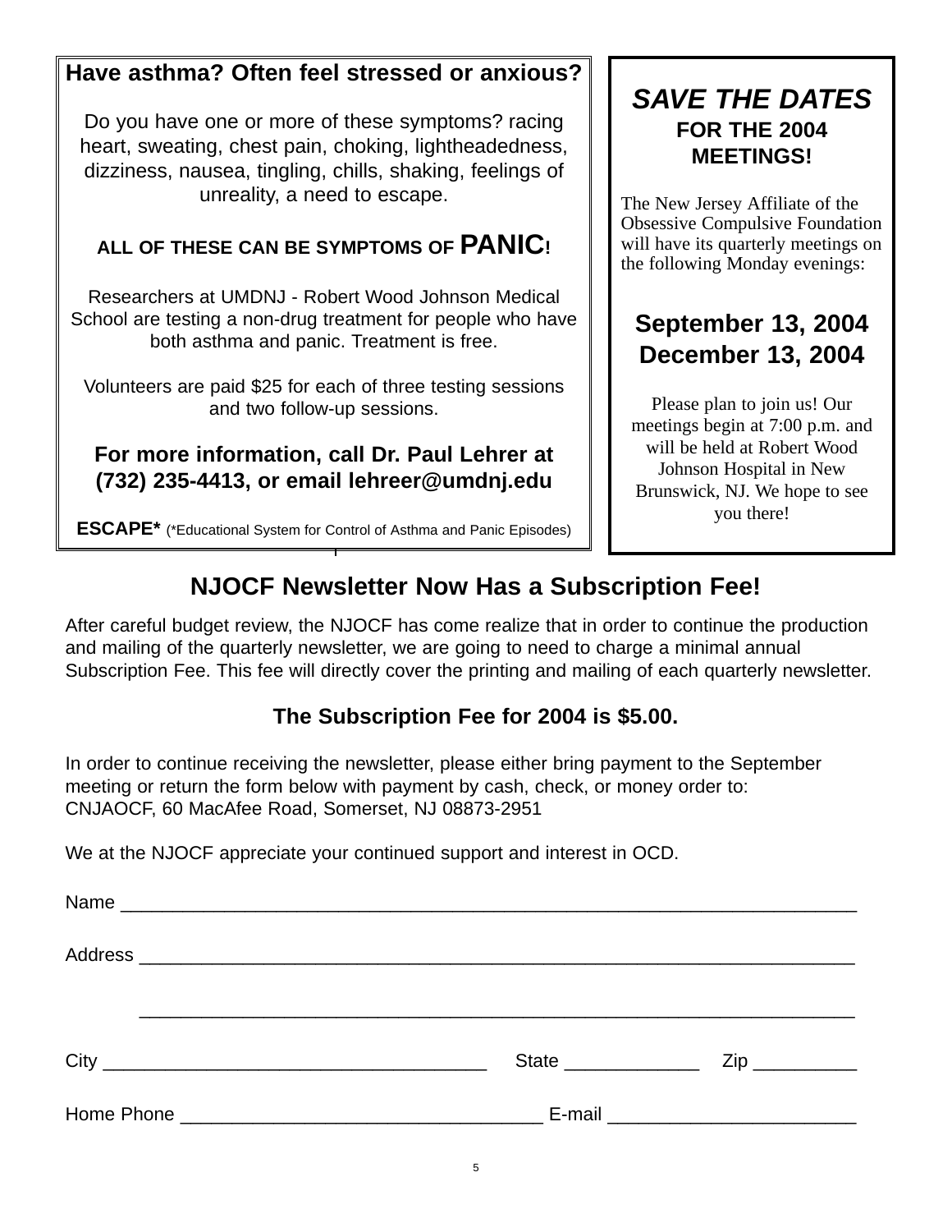**Have asthma? Often feel stressed or anxious?**

Do you have one or more of these symptoms? racing heart, sweating, chest pain, choking, lightheadedness, dizziness, nausea, tingling, chills, shaking, feelings of unreality, a need to escape.

**ALL OF THESE CAN BE SYMPTOMS OF PANIC!**

Researchers at UMDNJ - Robert Wood Johnson Medical School are testing a non-drug treatment for people who have both asthma and panic. Treatment is free.

Volunteers are paid $25 for each of three testing sessions and two follow-up sessions.

**For more information, call Dr. Paul Lehrer at (732) 235-4413, or email lehreer@umdnj.edu**

**ESCAPE*** (*Educational System for Control of Asthma and Panic Episodes)

***SAVE THE DATES***

**FOR THE 2004 MEETINGS!**

The New Jersey Affiliate of the Obsessive Compulsive Foundation will have its quarterly meetings on the following Monday evenings:

**September 13, 2004**
**December 13, 2004**

Please plan to join us! Our meetings begin at 7:00 p.m. and will be held at Robert Wood Johnson Hospital in New Brunswick, NJ. We hope to see you there!

## NJOCF Newsletter Now Has a Subscription Fee!

After careful budget review, the NJOCF has come realize that in order to continue the production and mailing of the quarterly newsletter, we are going to need to charge a minimal annual Subscription Fee. This fee will directly cover the printing and mailing of each quarterly newsletter.

**The Subscription Fee for 2004 is $5.00.**

In order to continue receiving the newsletter, please either bring payment to the September meeting or return the form below with payment by cash, check, or money order to:
CNJAOCF, 60 MacAfee Road, Somerset, NJ 08873-2951

We at the NJOCF appreciate your continued support and interest in OCD.

Name ___________________________________________________________________________

Address _________________________________________________________________________

_________________________________________________________________________

City ______________________________________ State _____________ Zip __________

Home Phone __________________________________ E-mail _______________________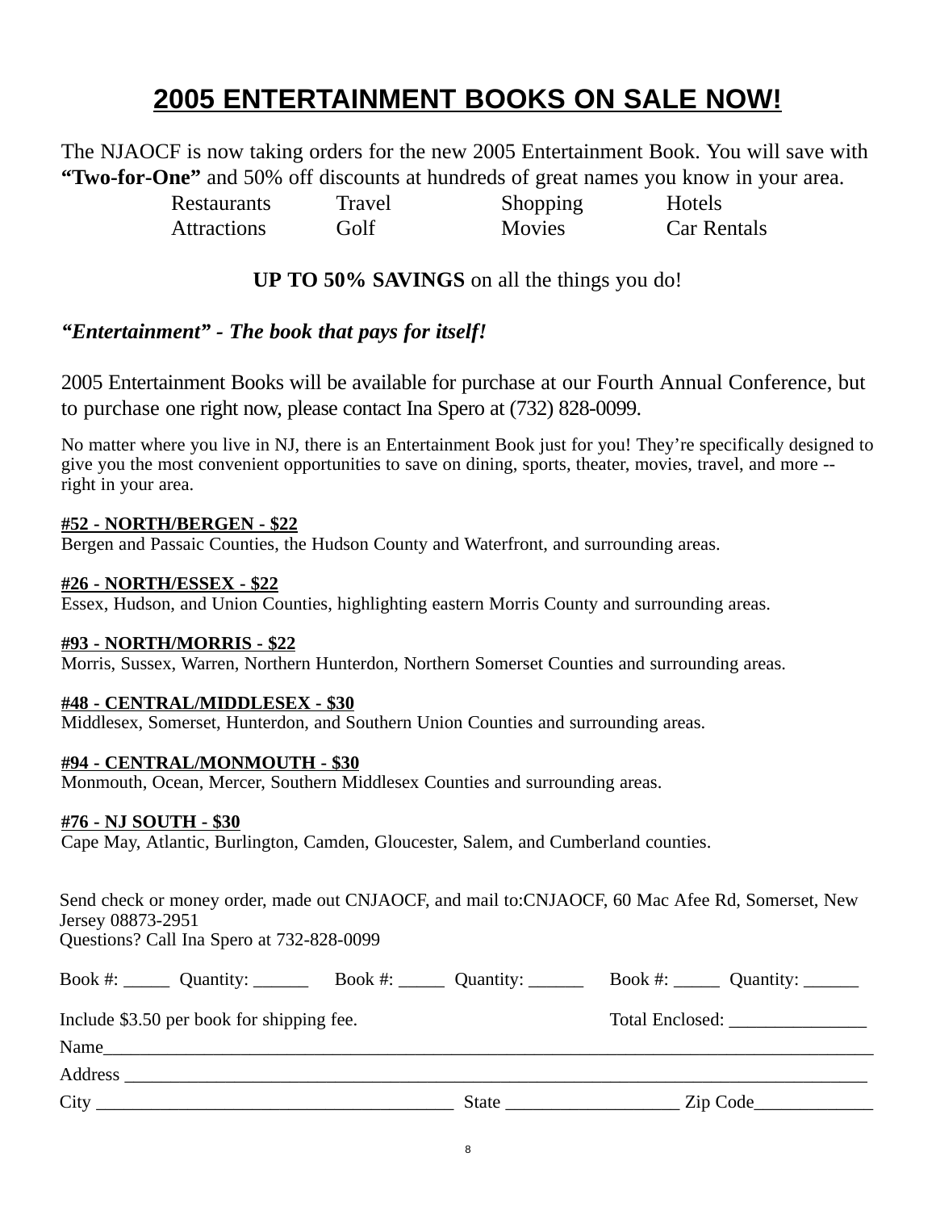# 2005 ENTERTAINMENT BOOKS ON SALE NOW!

The NJAOCF is now taking orders for the new 2005 Entertainment Book. You will save with **"Two-for-One"** and 50% off discounts at hundreds of great names you know in your area.

| | | | |
|---|---|---|---|
| Restaurants | Travel | Shopping | Hotels |
| Attractions | Golf | Movies | Car Rentals |

**UP TO 50% SAVINGS** on all the things you do!

***"Entertainment" - The book that pays for itself!***

2005 Entertainment Books will be available for purchase at our Fourth Annual Conference, but to purchase one right now, please contact Ina Spero at (732) 828-0099.

No matter where you live in NJ, there is an Entertainment Book just for you! They're specifically designed to give you the most convenient opportunities to save on dining, sports, theater, movies, travel, and more -- right in your area.

**#52 - NORTH/BERGEN - $22**
Bergen and Passaic Counties, the Hudson County and Waterfront, and surrounding areas.

**#26 - NORTH/ESSEX - $22**
Essex, Hudson, and Union Counties, highlighting eastern Morris County and surrounding areas.

**#93 - NORTH/MORRIS - $22**
Morris, Sussex, Warren, Northern Hunterdon, Northern Somerset Counties and surrounding areas.

**#48 - CENTRAL/MIDDLESEX - $30**
Middlesex, Somerset, Hunterdon, and Southern Union Counties and surrounding areas.

**#94 - CENTRAL/MONMOUTH - $30**
Monmouth, Ocean, Mercer, Southern Middlesex Counties and surrounding areas.

**#76 - NJ SOUTH - $30**
Cape May, Atlantic, Burlington, Camden, Gloucester, Salem, and Cumberland counties.

Send check or money order, made out CNJAOCF, and mail to:CNJAOCF, 60 Mac Afee Rd, Somerset, New Jersey 08873-2951
Questions? Call Ina Spero at 732-828-0099

Book #: _____ Quantity: ______ Book #: _____ Quantity: ______ Book #: _____ Quantity: ______

Include $3.50 per book for shipping fee. Total Enclosed: _______________

Name_______________________________________________________________________________

Address _____________________________________________________________________________

City _______________________________________ State __________________ Zip Code_____________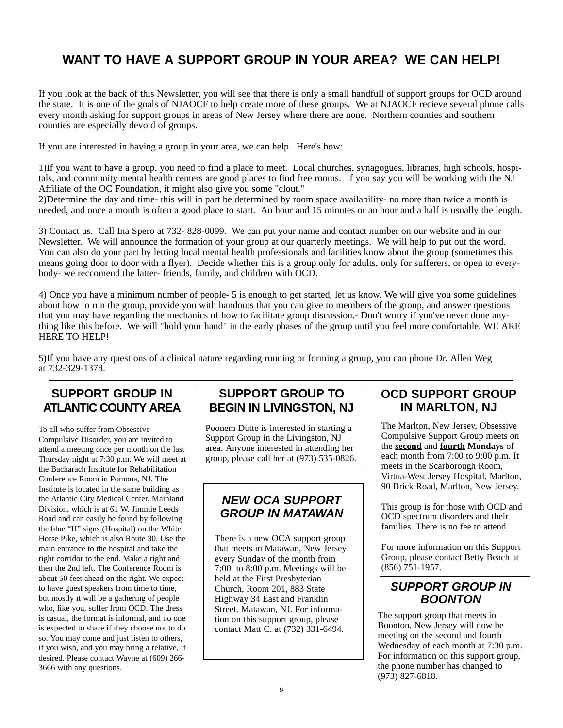# WANT TO HAVE A SUPPORT GROUP IN YOUR AREA? WE CAN HELP!

If you look at the back of this Newsletter, you will see that there is only a small handfull of support groups for OCD around the state. It is one of the goals of NJAOCF to help create more of these groups. We at NJAOCF recieve several phone calls every month asking for support groups in areas of New Jersey where there are none. Northern counties and southern counties are especially devoid of groups.

If you are interested in having a group in your area, we can help. Here's how:

1)If you want to have a group, you need to find a place to meet. Local churches, synagogues, libraries, high schools, hospitals, and community mental health centers are good places to find free rooms. If you say you will be working with the NJ Affiliate of the OC Foundation, it might also give you some "clout."
2)Determine the day and time- this will in part be determined by room space availability- no more than twice a month is needed, and once a month is often a good place to start. An hour and 15 minutes or an hour and a half is usually the length.

3) Contact us. Call Ina Spero at 732- 828-0099. We can put your name and contact number on our website and in our Newsletter. We will announce the formation of your group at our quarterly meetings. We will help to put out the word. You can also do your part by letting local mental health professionals and facilities know about the group (sometimes this means going door to door with a flyer). Decide whether this is a group only for adults, only for sufferers, or open to everybody- we reccomend the latter- friends, family, and children with OCD.

4) Once you have a minimum number of people- 5 is enough to get started, let us know. We will give you some guidelines about how to run the group, provide you with handouts that you can give to members of the group, and answer questions that you may have regarding the mechanics of how to facilitate group discussion.- Don't worry if you've never done anything like this before. We will "hold your hand" in the early phases of the group until you feel more comfortable. WE ARE HERE TO HELP!

5)If you have any questions of a clinical nature regarding running or forming a group, you can phone Dr. Allen Weg at 732-329-1378.

## SUPPORT GROUP IN ATLANTIC COUNTY AREA

To all who suffer from Obsessive Compulsive Disorder, you are invited to attend a meeting once per month on the last Thursday night at 7:30 p.m. We will meet at the Bacharach Institute for Rehabilitation Conference Room in Pomona, NJ. The Institute is located in the same building as the Atlantic City Medical Center, Mainland Division, which is at 61 W. Jimmie Leeds Road and can easily be found by following the blue "H" signs (Hospital) on the White Horse Pike, which is also Route 30. Use the main entrance to the hospital and take the right corridor to the end. Make a right and then the 2nd left. The Conference Room is about 50 feet ahead on the right. We expect to have guest speakers from time to time, but mostly it will be a gathering of people who, like you, suffer from OCD. The dress is casual, the format is informal, and no one is expected to share if they choose not to do so. You may come and just listen to others, if you wish, and you may bring a relative, if desired. Please contact Wayne at (609) 266-3666 with any questions.

## SUPPORT GROUP TO BEGIN IN LIVINGSTON, NJ

Poonem Dutte is interested in starting a Support Group in the Livingston, NJ area. Anyone interested in attending her group, please call her at (973) 535-0826.

## *NEW OCA SUPPORT GROUP IN MATAWAN*

There is a new OCA support group that meets in Matawan, New Jersey every Sunday of the month from 7:00 to 8:00 p.m. Meetings will be held at the First Presbyterian Church, Room 201, 883 State Highway 34 East and Franklin Street, Matawan, NJ. For information on this support group, please contact Matt C. at (732) 331-6494.

## OCD SUPPORT GROUP IN MARLTON, NJ

The Marlton, New Jersey, Obsessive Compulsive Support Group meets on the **second** and **fourth** **Mondays** of each month from 7:00 to 9:00 p.m. It meets in the Scarborough Room, Virtua-West Jersey Hospital, Marlton, 90 Brick Road, Marlton, New Jersey.

This group is for those with OCD and OCD spectrum disorders and their families. There is no fee to attend.

For more information on this Support Group, please contact Betty Beach at (856) 751-1957.

## *SUPPORT GROUP IN BOONTON*

The support group that meets in Boonton, New Jersey will now be meeting on the second and fourth Wednesday of each month at 7:30 p.m. For information on this support group, the phone number has changed to (973) 827-6818.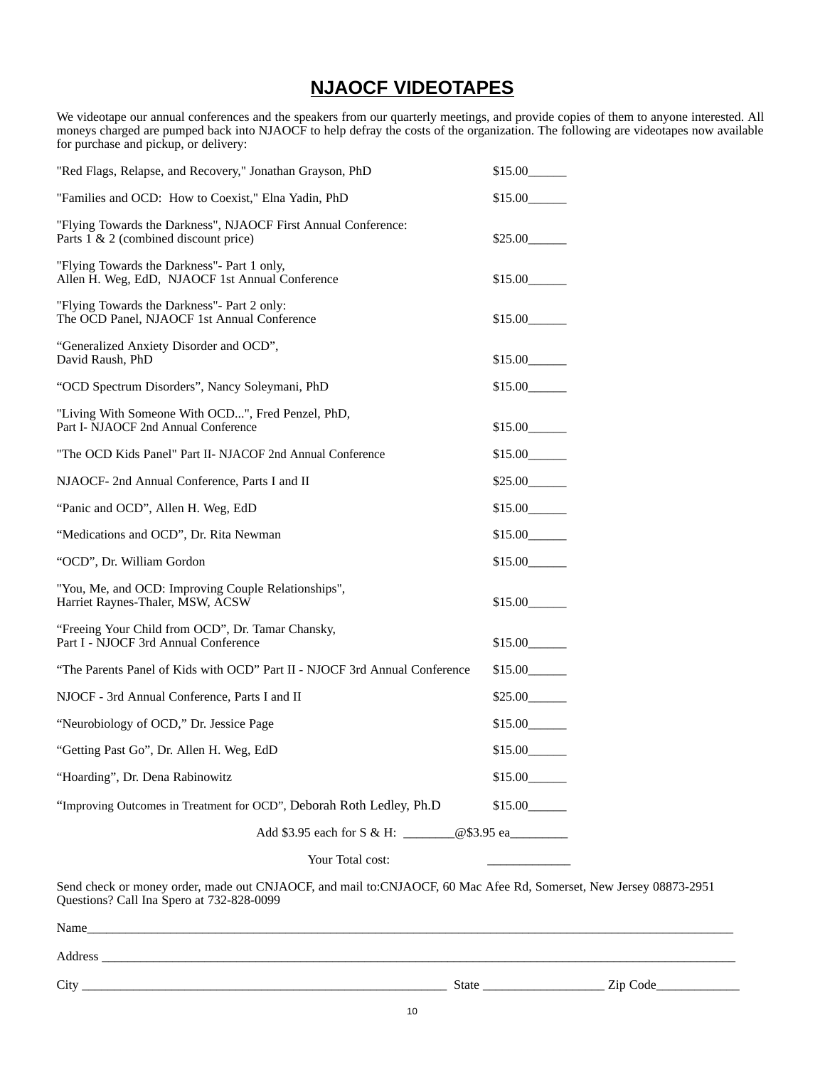# NJAOCF VIDEOTAPES

We videotape our annual conferences and the speakers from our quarterly meetings, and provide copies of them to anyone interested. All moneys charged are pumped back into NJAOCF to help defray the costs of the organization. The following are videotapes now available for purchase and pickup, or delivery:

| | |
|---|---|
| "Red Flags, Relapse, and Recovery," Jonathan Grayson, PhD | $15.00______ |
| "Families and OCD: How to Coexist," Elna Yadin, PhD | $15.00______ |
| "Flying Towards the Darkness", NJAOCF First Annual Conference: Parts 1 & 2 (combined discount price) | $25.00______ |
| "Flying Towards the Darkness"- Part 1 only, Allen H. Weg, EdD, NJAOCF 1st Annual Conference | $15.00______ |
| "Flying Towards the Darkness"- Part 2 only: The OCD Panel, NJAOCF 1st Annual Conference | $15.00______ |
| "Generalized Anxiety Disorder and OCD", David Raush, PhD | $15.00______ |
| "OCD Spectrum Disorders", Nancy Soleymani, PhD | $15.00______ |
| "Living With Someone With OCD...", Fred Penzel, PhD, Part I- NJAOCF 2nd Annual Conference | $15.00______ |
| "The OCD Kids Panel" Part II- NJACOF 2nd Annual Conference | $15.00______ |
| NJAOCF- 2nd Annual Conference, Parts I and II | $25.00______ |
| "Panic and OCD", Allen H. Weg, EdD | $15.00______ |
| "Medications and OCD", Dr. Rita Newman | $15.00______ |
| "OCD", Dr. William Gordon | $15.00______ |
| "You, Me, and OCD: Improving Couple Relationships", Harriet Raynes-Thaler, MSW, ACSW | $15.00______ |
| "Freeing Your Child from OCD", Dr. Tamar Chansky, Part I - NJOCF 3rd Annual Conference | $15.00______ |
| "The Parents Panel of Kids with OCD" Part II - NJOCF 3rd Annual Conference | $15.00______ |
| NJOCF - 3rd Annual Conference, Parts I and II | $25.00______ |
| "Neurobiology of OCD," Dr. Jessice Page | $15.00______ |
| "Getting Past Go", Dr. Allen H. Weg, EdD | $15.00______ |
| "Hoarding", Dr. Dena Rabinowitz | $15.00______ |
| "Improving Outcomes in Treatment for OCD", Deborah Roth Ledley, Ph.D | $15.00______ |

Add $3.95 each for S & H: ________@$3.95 ea_________

Your Total cost: _____________

Send check or money order, made out CNJAOCF, and mail to:CNJAOCF, 60 Mac Afee Rd, Somerset, New Jersey 08873-2951
Questions? Call Ina Spero at 732-828-0099

Name_______________________________________________________________________________________________

Address _____________________________________________________________________________________________

City ___________________________________________________ State __________________ Zip Code_____________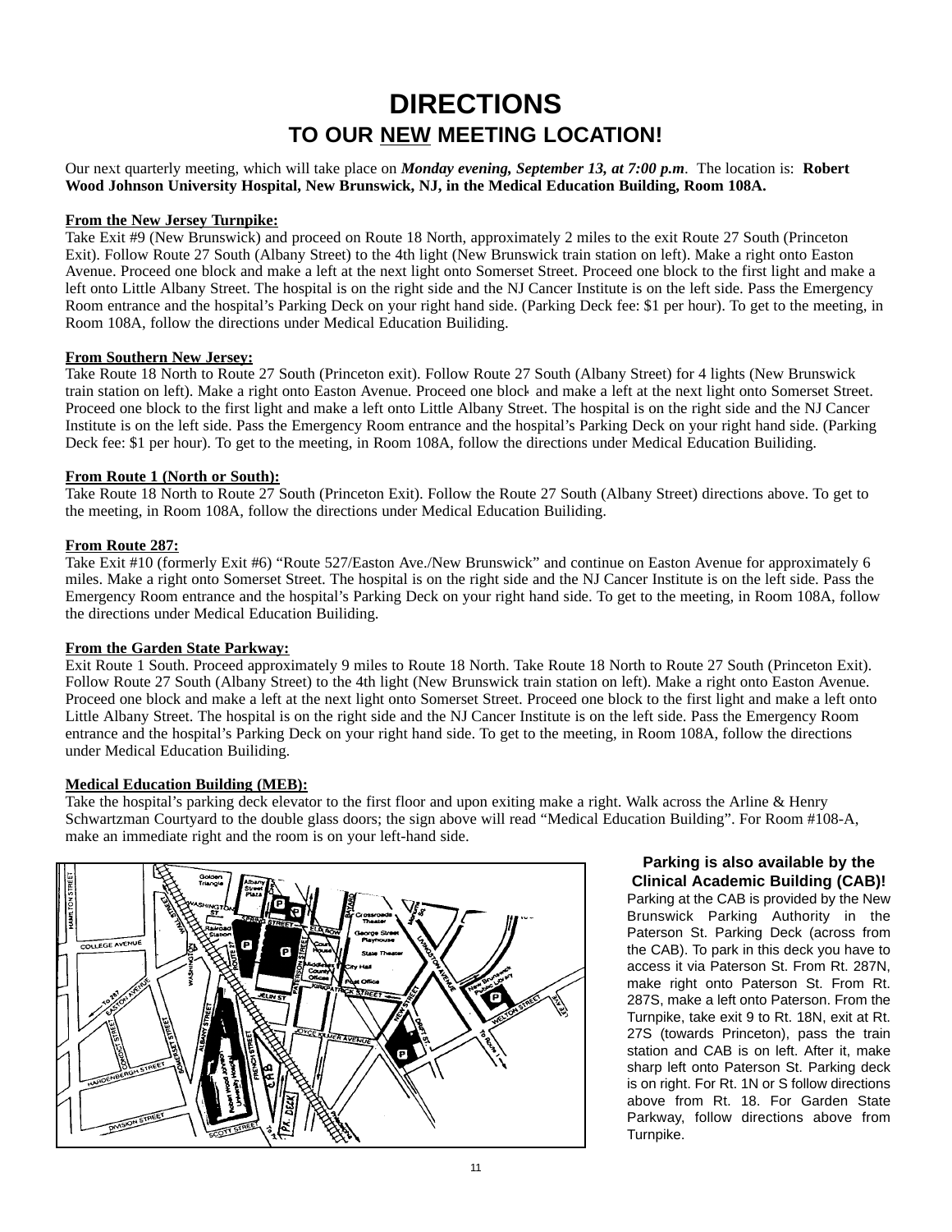# DIRECTIONS

## TO OUR NEW MEETING LOCATION!

Our next quarterly meeting, which will take place on ***Monday evening, September 13, at 7:00 p.m***. The location is: **Robert Wood Johnson University Hospital, New Brunswick, NJ, in the Medical Education Building, Room 108A.**

**From the New Jersey Turnpike:**
Take Exit #9 (New Brunswick) and proceed on Route 18 North, approximately 2 miles to the exit Route 27 South (Princeton Exit). Follow Route 27 South (Albany Street) to the 4th light (New Brunswick train station on left). Make a right onto Easton Avenue. Proceed one block and make a left at the next light onto Somerset Street. Proceed one block to the first light and make a left onto Little Albany Street. The hospital is on the right side and the NJ Cancer Institute is on the left side. Pass the Emergency Room entrance and the hospital's Parking Deck on your right hand side. (Parking Deck fee: $1 per hour). To get to the meeting, in Room 108A, follow the directions under Medical Education Builiding.

**From Southern New Jersey:**
Take Route 18 North to Route 27 South (Princeton exit). Follow Route 27 South (Albany Street) for 4 lights (New Brunswick train station on left). Make a right onto Easton Avenue. Proceed one block and make a left at the next light onto Somerset Street. Proceed one block to the first light and make a left onto Little Albany Street. The hospital is on the right side and the NJ Cancer Institute is on the left side. Pass the Emergency Room entrance and the hospital's Parking Deck on your right hand side. (Parking Deck fee: $1 per hour). To get to the meeting, in Room 108A, follow the directions under Medical Education Builiding.

**From Route 1 (North or South):**
Take Route 18 North to Route 27 South (Princeton Exit). Follow the Route 27 South (Albany Street) directions above. To get to the meeting, in Room 108A, follow the directions under Medical Education Builiding.

**From Route 287:**
Take Exit #10 (formerly Exit #6) "Route 527/Easton Ave./New Brunswick" and continue on Easton Avenue for approximately 6 miles. Make a right onto Somerset Street. The hospital is on the right side and the NJ Cancer Institute is on the left side. Pass the Emergency Room entrance and the hospital's Parking Deck on your right hand side. To get to the meeting, in Room 108A, follow the directions under Medical Education Builiding.

**From the Garden State Parkway:**
Exit Route 1 South. Proceed approximately 9 miles to Route 18 North. Take Route 18 North to Route 27 South (Princeton Exit). Follow Route 27 South (Albany Street) to the 4th light (New Brunswick train station on left). Make a right onto Easton Avenue. Proceed one block and make a left at the next light onto Somerset Street. Proceed one block to the first light and make a left onto Little Albany Street. The hospital is on the right side and the NJ Cancer Institute is on the left side. Pass the Emergency Room entrance and the hospital's Parking Deck on your right hand side. To get to the meeting, in Room 108A, follow the directions under Medical Education Builiding.

**Medical Education Building (MEB):**
Take the hospital's parking deck elevator to the first floor and upon exiting make a right. Walk across the Arline & Henry Schwartzman Courtyard to the double glass doors; the sign above will read "Medical Education Building". For Room #108-A, make an immediate right and the room is on your left-hand side.

**Parking is also available by the Clinical Academic Building (CAB)!**

Parking at the CAB is provided by the New Brunswick Parking Authority in the Paterson St. Parking Deck (across from the CAB). To park in this deck you have to access it via Paterson St. From Rt. 287N, make right onto Paterson St. From Rt. 287S, make a left onto Paterson. From the Turnpike, take exit 9 to Rt. 18N, exit at Rt. 27S (towards Princeton), pass the train station and CAB is on left. After it, make sharp left onto Paterson St. Parking deck is on right. For Rt. 1N or S follow directions above from Rt. 18. For Garden State Parkway, follow directions above from Turnpike.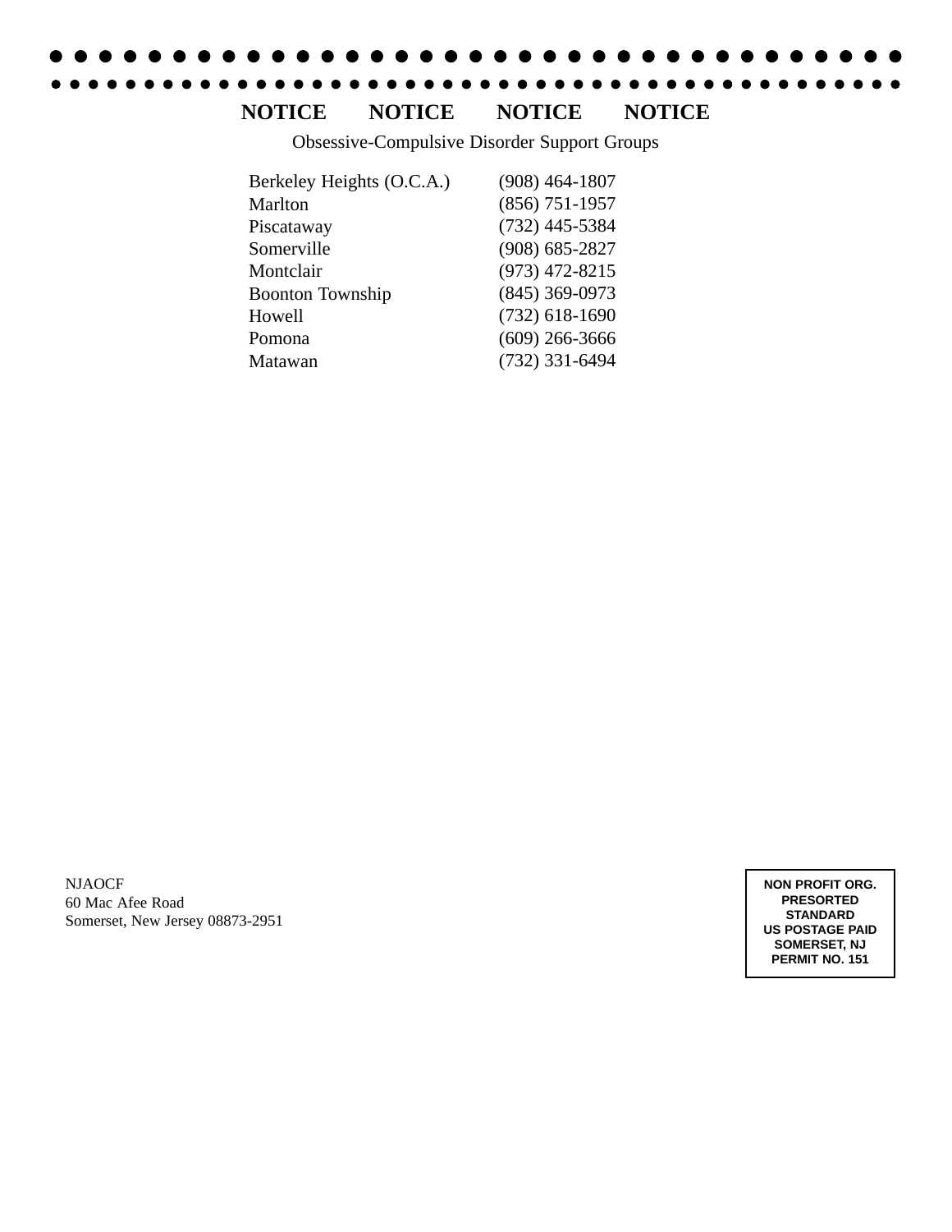**NOTICE NOTICE NOTICE NOTICE**

Obsessive-Compulsive Disorder Support Groups

| | |
|---|---|
| Berkeley Heights (O.C.A.) | (908) 464-1807 |
| Marlton | (856) 751-1957 |
| Piscataway | (732) 445-5384 |
| Somerville | (908) 685-2827 |
| Montclair | (973) 472-8215 |
| Boonton Township | (845) 369-0973 |
| Howell | (732) 618-1690 |
| Pomona | (609) 266-3666 |
| Matawan | (732) 331-6494 |

NJAOCF
60 Mac Afee Road
Somerset, New Jersey 08873-2951

NON PROFIT ORG.
PRESORTED
STANDARD
US POSTAGE PAID
SOMERSET, NJ
PERMIT NO. 151